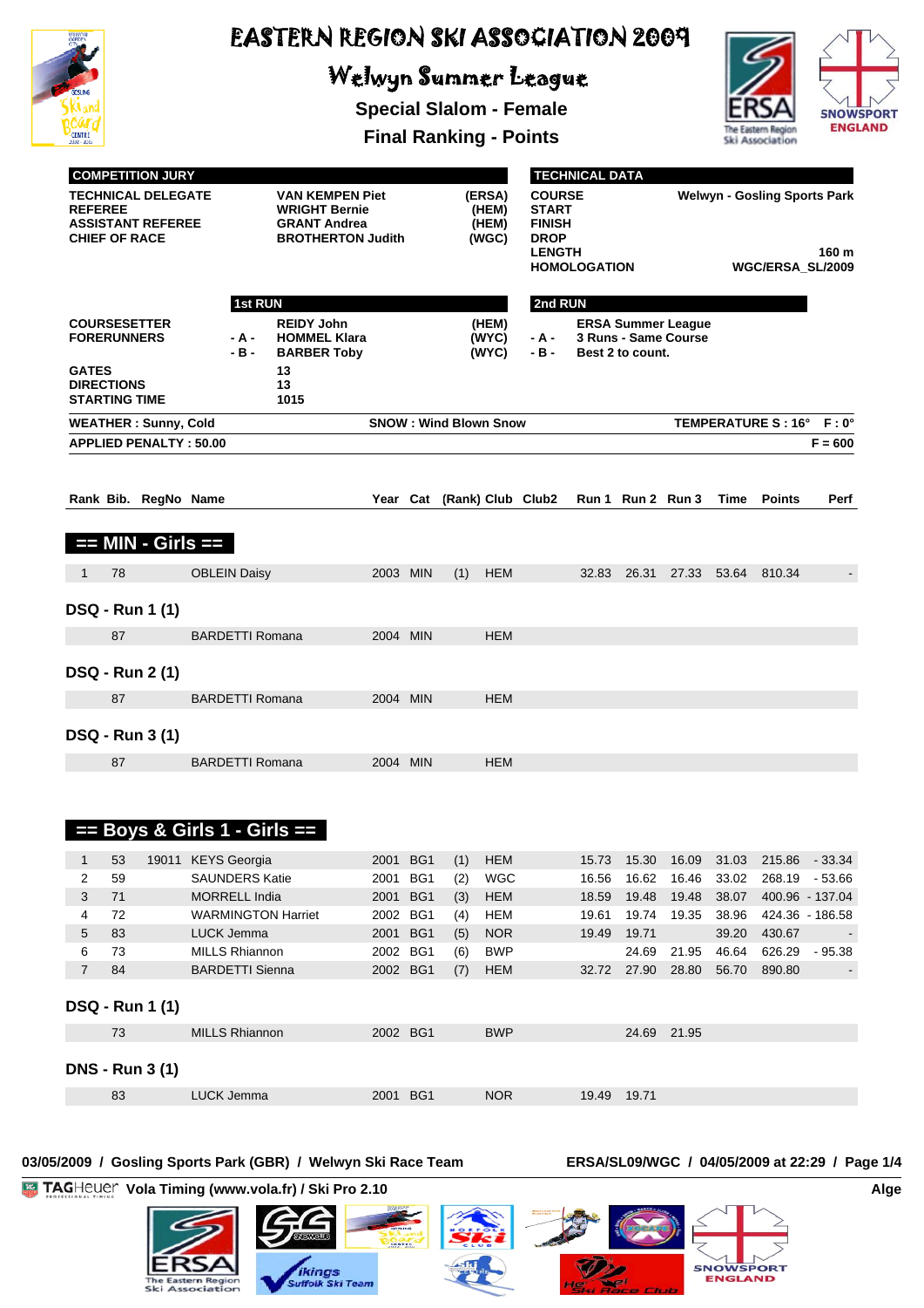# EASTERN REGION SKI ASSOCIATION 2009

## Welwyn Summer League

### Special Slalom - Female

### Final Ranking - Points

| COMPETITION JURY | | |
|---|---|---|
| TECHNICAL DELEGATE | VAN KEMPEN Piet | (ERSA) |
| REFEREE | WRIGHT Bernie | (HEM) |
| ASSISTANT REFEREE | GRANT Andrea | (HEM) |
| CHIEF OF RACE | BROTHERTON Judith | (WGC) |

| TECHNICAL DATA | |
|---|---|
| COURSE | Welwyn - Gosling Sports Park |
| START | |
| FINISH | |
| DROP | |
| LENGTH | 160 m |
| HOMOLOGATION | WGC/ERSA_SL/2009 |

| 1st RUN | | | |
|---|---|---|---|
| COURSESETTER | | REIDY John | (HEM) |
| FORERUNNERS | - A - | HOMMEL Klara | (WYC) |
| | - B - | BARBER Toby | (WYC) |
| GATES | | 13 | |
| DIRECTIONS | | 13 | |
| STARTING TIME | | 1015 | |

| 2nd RUN | |
|---|---|
| | ERSA Summer League |
| - A - | 3 Runs - Same Course |
| - B - | Best 2 to count. |

WEATHER : Sunny, Cold — SNOW : Wind Blown Snow — TEMPERATURE S : 16° F : 0°

APPLIED PENALTY : 50.00 — F = 600

## == MIN - Girls ==

| Rank | Bib. | RegNo | Name | Year | Cat | (Rank) | Club | Club2 | Run 1 | Run 2 | Run 3 | Time | Points | Perf |
|---|---|---|---|---|---|---|---|---|---|---|---|---|---|---|
| 1 | 78 | | OBLEIN Daisy | 2003 | MIN | (1) | HEM | | 32.83 | 26.31 | 27.33 | 53.64 | 810.34 | - |

### DSQ - Run 1 (1)

| Rank | Bib. | RegNo | Name | Year | Cat | (Rank) | Club | Club2 | Run 1 | Run 2 | Run 3 | Time | Points | Perf |
|---|---|---|---|---|---|---|---|---|---|---|---|---|---|---|
| | 87 | | BARDETTI Romana | 2004 | MIN | | HEM | | | | | | | |

### DSQ - Run 2 (1)

| Rank | Bib. | RegNo | Name | Year | Cat | (Rank) | Club | Club2 | Run 1 | Run 2 | Run 3 | Time | Points | Perf |
|---|---|---|---|---|---|---|---|---|---|---|---|---|---|---|
| | 87 | | BARDETTI Romana | 2004 | MIN | | HEM | | | | | | | |

### DSQ - Run 3 (1)

| Rank | Bib. | RegNo | Name | Year | Cat | (Rank) | Club | Club2 | Run 1 | Run 2 | Run 3 | Time | Points | Perf |
|---|---|---|---|---|---|---|---|---|---|---|---|---|---|---|
| | 87 | | BARDETTI Romana | 2004 | MIN | | HEM | | | | | | | |

## == Boys & Girls 1 - Girls ==

| Rank | Bib. | RegNo | Name | Year | Cat | (Rank) | Club | Club2 | Run 1 | Run 2 | Run 3 | Time | Points | Perf |
|---|---|---|---|---|---|---|---|---|---|---|---|---|---|---|
| 1 | 53 | 19011 | KEYS Georgia | 2001 | BG1 | (1) | HEM | | 15.73 | 15.30 | 16.09 | 31.03 | 215.86 | - 33.34 |
| 2 | 59 | | SAUNDERS Katie | 2001 | BG1 | (2) | WGC | | 16.56 | 16.62 | 16.46 | 33.02 | 268.19 | - 53.66 |
| 3 | 71 | | MORRELL India | 2001 | BG1 | (3) | HEM | | 18.59 | 19.48 | 19.48 | 38.07 | 400.96 | - 137.04 |
| 4 | 72 | | WARMINGTON Harriet | 2002 | BG1 | (4) | HEM | | 19.61 | 19.74 | 19.35 | 38.96 | 424.36 | - 186.58 |
| 5 | 83 | | LUCK Jemma | 2001 | BG1 | (5) | NOR | | 19.49 | 19.71 | | 39.20 | 430.67 | - |
| 6 | 73 | | MILLS Rhiannon | 2002 | BG1 | (6) | BWP | | | 24.69 | 21.95 | 46.64 | 626.29 | - 95.38 |
| 7 | 84 | | BARDETTI Sienna | 2002 | BG1 | (7) | HEM | | 32.72 | 27.90 | 28.80 | 56.70 | 890.80 | - |

### DSQ - Run 1 (1)

| Rank | Bib. | RegNo | Name | Year | Cat | (Rank) | Club | Club2 | Run 1 | Run 2 | Run 3 | Time | Points | Perf |
|---|---|---|---|---|---|---|---|---|---|---|---|---|---|---|
| | 73 | | MILLS Rhiannon | 2002 | BG1 | | BWP | | | 24.69 | 21.95 | | | |

### DNS - Run 3 (1)

| Rank | Bib. | RegNo | Name | Year | Cat | (Rank) | Club | Club2 | Run 1 | Run 2 | Run 3 | Time | Points | Perf |
|---|---|---|---|---|---|---|---|---|---|---|---|---|---|---|
| | 83 | | LUCK Jemma | 2001 | BG1 | | NOR | | 19.49 | 19.71 | | | | |

03/05/2009 / Gosling Sports Park (GBR) / Welwyn Ski Race Team — ERSA/SL09/WGC / 04/05/2009 at 22:29

TAG Heuer Vola Timing (www.vola.fr) / Ski Pro 2.10 — Alge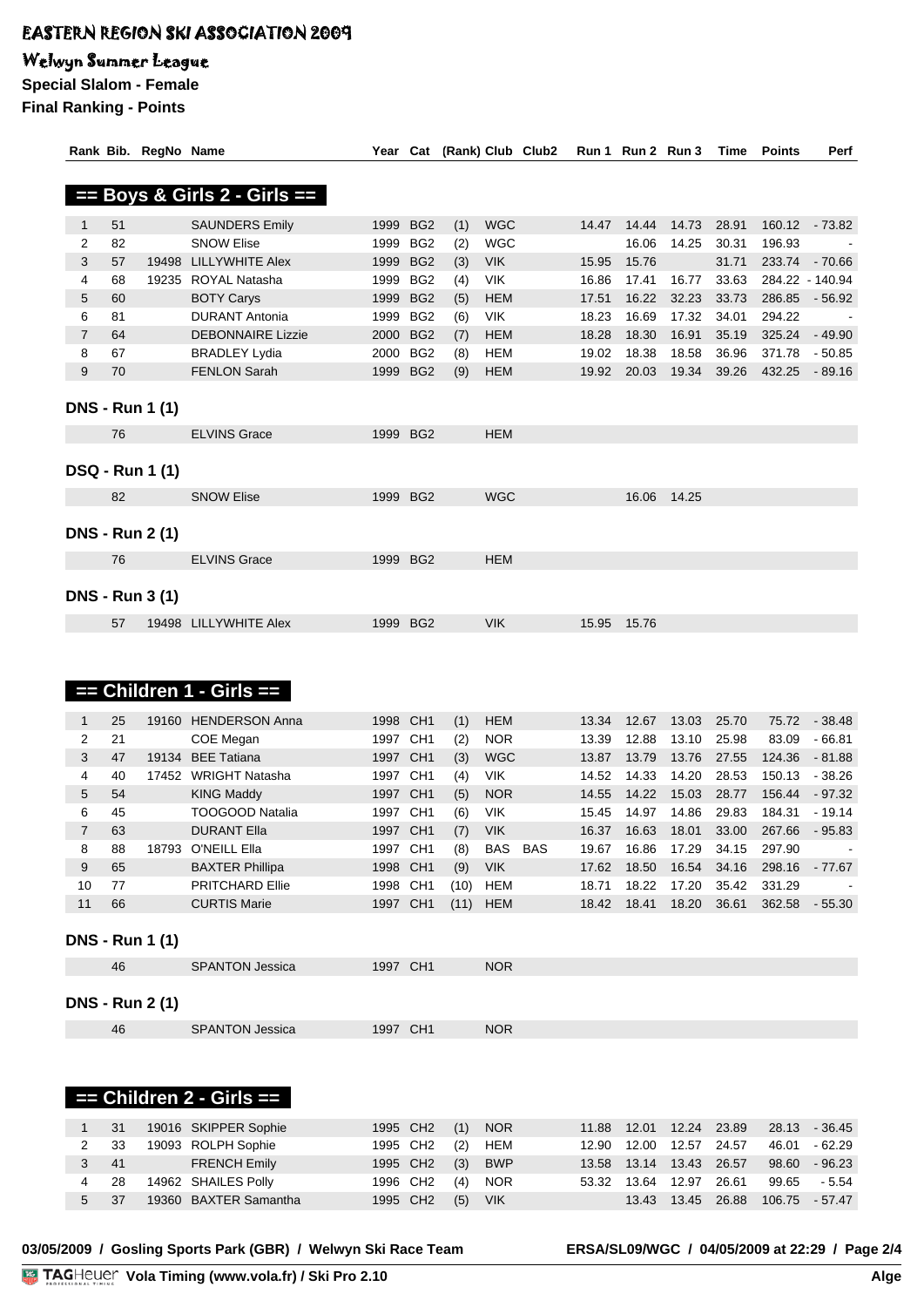# EASTERN REGION SKI ASSOCIATION 2009

## Welwyn Summer League

**Special Slalom - Female**

**Final Ranking - Points**

| Rank | Bib. | RegNo | Name | Year | Cat | (Rank) | Club | Club2 | Run 1 | Run 2 | Run 3 | Time | Points | Perf |
|---|---|---|---|---|---|---|---|---|---|---|---|---|---|---|

### == Boys & Girls 2 - Girls ==

| Rank | Bib. | RegNo | Name | Year | Cat | (Rank) | Club | Club2 | Run 1 | Run 2 | Run 3 | Time | Points | Perf |
|---|---|---|---|---|---|---|---|---|---|---|---|---|---|---|
| 1 | 51 | | SAUNDERS Emily | 1999 | BG2 | (1) | WGC | | 14.47 | 14.44 | 14.73 | 28.91 | 160.12 | - 73.82 |
| 2 | 82 | | SNOW Elise | 1999 | BG2 | (2) | WGC | | | 16.06 | 14.25 | 30.31 | 196.93 | - |
| 3 | 57 | 19498 | LILLYWHITE Alex | 1999 | BG2 | (3) | VIK | | 15.95 | 15.76 | | 31.71 | 233.74 | - 70.66 |
| 4 | 68 | 19235 | ROYAL Natasha | 1999 | BG2 | (4) | VIK | | 16.86 | 17.41 | 16.77 | 33.63 | 284.22 | - 140.94 |
| 5 | 60 | | BOTY Carys | 1999 | BG2 | (5) | HEM | | 17.51 | 16.22 | 32.23 | 33.73 | 286.85 | - 56.92 |
| 6 | 81 | | DURANT Antonia | 1999 | BG2 | (6) | VIK | | 18.23 | 16.69 | 17.32 | 34.01 | 294.22 | - |
| 7 | 64 | | DEBONNAIRE Lizzie | 2000 | BG2 | (7) | HEM | | 18.28 | 18.30 | 16.91 | 35.19 | 325.24 | - 49.90 |
| 8 | 67 | | BRADLEY Lydia | 2000 | BG2 | (8) | HEM | | 19.02 | 18.38 | 18.58 | 36.96 | 371.78 | - 50.85 |
| 9 | 70 | | FENLON Sarah | 1999 | BG2 | (9) | HEM | | 19.92 | 20.03 | 19.34 | 39.26 | 432.25 | - 89.16 |

**DNS - Run 1 (1)**

| Rank | Bib. | RegNo | Name | Year | Cat | (Rank) | Club | Club2 | Run 1 | Run 2 | Run 3 | Time | Points | Perf |
|---|---|---|---|---|---|---|---|---|---|---|---|---|---|---|
| | 76 | | ELVINS Grace | 1999 | BG2 | | HEM | | | | | | | |

**DSQ - Run 1 (1)**

| Rank | Bib. | RegNo | Name | Year | Cat | (Rank) | Club | Club2 | Run 1 | Run 2 | Run 3 | Time | Points | Perf |
|---|---|---|---|---|---|---|---|---|---|---|---|---|---|---|
| | 82 | | SNOW Elise | 1999 | BG2 | | WGC | | | 16.06 | 14.25 | | | |

**DNS - Run 2 (1)**

| Rank | Bib. | RegNo | Name | Year | Cat | (Rank) | Club | Club2 | Run 1 | Run 2 | Run 3 | Time | Points | Perf |
|---|---|---|---|---|---|---|---|---|---|---|---|---|---|---|
| | 76 | | ELVINS Grace | 1999 | BG2 | | HEM | | | | | | | |

**DNS - Run 3 (1)**

| Rank | Bib. | RegNo | Name | Year | Cat | (Rank) | Club | Club2 | Run 1 | Run 2 | Run 3 | Time | Points | Perf |
|---|---|---|---|---|---|---|---|---|---|---|---|---|---|---|
| | 57 | 19498 | LILLYWHITE Alex | 1999 | BG2 | | VIK | | 15.95 | 15.76 | | | | |

### == Children 1 - Girls ==

| Rank | Bib. | RegNo | Name | Year | Cat | (Rank) | Club | Club2 | Run 1 | Run 2 | Run 3 | Time | Points | Perf |
|---|---|---|---|---|---|---|---|---|---|---|---|---|---|---|
| 1 | 25 | 19160 | HENDERSON Anna | 1998 | CH1 | (1) | HEM | | 13.34 | 12.67 | 13.03 | 25.70 | 75.72 | - 38.48 |
| 2 | 21 | | COE Megan | 1997 | CH1 | (2) | NOR | | 13.39 | 12.88 | 13.10 | 25.98 | 83.09 | - 66.81 |
| 3 | 47 | 19134 | BEE Tatiana | 1997 | CH1 | (3) | WGC | | 13.87 | 13.79 | 13.76 | 27.55 | 124.36 | - 81.88 |
| 4 | 40 | 17452 | WRIGHT Natasha | 1997 | CH1 | (4) | VIK | | 14.52 | 14.33 | 14.20 | 28.53 | 150.13 | - 38.26 |
| 5 | 54 | | KING Maddy | 1997 | CH1 | (5) | NOR | | 14.55 | 14.22 | 15.03 | 28.77 | 156.44 | - 97.32 |
| 6 | 45 | | TOOGOOD Natalia | 1997 | CH1 | (6) | VIK | | 15.45 | 14.97 | 14.86 | 29.83 | 184.31 | - 19.14 |
| 7 | 63 | | DURANT Ella | 1997 | CH1 | (7) | VIK | | 16.37 | 16.63 | 18.01 | 33.00 | 267.66 | - 95.83 |
| 8 | 88 | 18793 | O'NEILL Ella | 1997 | CH1 | (8) | BAS | BAS | 19.67 | 16.86 | 17.29 | 34.15 | 297.90 | - |
| 9 | 65 | | BAXTER Phillipa | 1998 | CH1 | (9) | VIK | | 17.62 | 18.50 | 16.54 | 34.16 | 298.16 | - 77.67 |
| 10 | 77 | | PRITCHARD Ellie | 1998 | CH1 | (10) | HEM | | 18.71 | 18.22 | 17.20 | 35.42 | 331.29 | - |
| 11 | 66 | | CURTIS Marie | 1997 | CH1 | (11) | HEM | | 18.42 | 18.41 | 18.20 | 36.61 | 362.58 | - 55.30 |

**DNS - Run 1 (1)**

| Rank | Bib. | RegNo | Name | Year | Cat | (Rank) | Club | Club2 | Run 1 | Run 2 | Run 3 | Time | Points | Perf |
|---|---|---|---|---|---|---|---|---|---|---|---|---|---|---|
| | 46 | | SPANTON Jessica | 1997 | CH1 | | NOR | | | | | | | |

**DNS - Run 2 (1)**

| Rank | Bib. | RegNo | Name | Year | Cat | (Rank) | Club | Club2 | Run 1 | Run 2 | Run 3 | Time | Points | Perf |
|---|---|---|---|---|---|---|---|---|---|---|---|---|---|---|
| | 46 | | SPANTON Jessica | 1997 | CH1 | | NOR | | | | | | | |

### == Children 2 - Girls ==

| Rank | Bib. | RegNo | Name | Year | Cat | (Rank) | Club | Club2 | Run 1 | Run 2 | Run 3 | Time | Points | Perf |
|---|---|---|---|---|---|---|---|---|---|---|---|---|---|---|
| 1 | 31 | 19016 | SKIPPER Sophie | 1995 | CH2 | (1) | NOR | | 11.88 | 12.01 | 12.24 | 23.89 | 28.13 | - 36.45 |
| 2 | 33 | 19093 | ROLPH Sophie | 1995 | CH2 | (2) | HEM | | 12.90 | 12.00 | 12.57 | 24.57 | 46.01 | - 62.29 |
| 3 | 41 | | FRENCH Emily | 1995 | CH2 | (3) | BWP | | 13.58 | 13.14 | 13.43 | 26.57 | 98.60 | - 96.23 |
| 4 | 28 | 14962 | SHAILES Polly | 1996 | CH2 | (4) | NOR | | 53.32 | 13.64 | 12.97 | 26.61 | 99.65 | - 5.54 |
| 5 | 37 | 19360 | BAXTER Samantha | 1995 | CH2 | (5) | VIK | | | 13.43 | 13.45 | 26.88 | 106.75 | - 57.47 |

03/05/2009 / Gosling Sports Park (GBR) / Welwyn Ski Race Team — ERSA/SL09/WGC / 04/05/2009 at 22:29

TAGHeuer Vola Timing (www.vola.fr) / Ski Pro 2.10 — Alge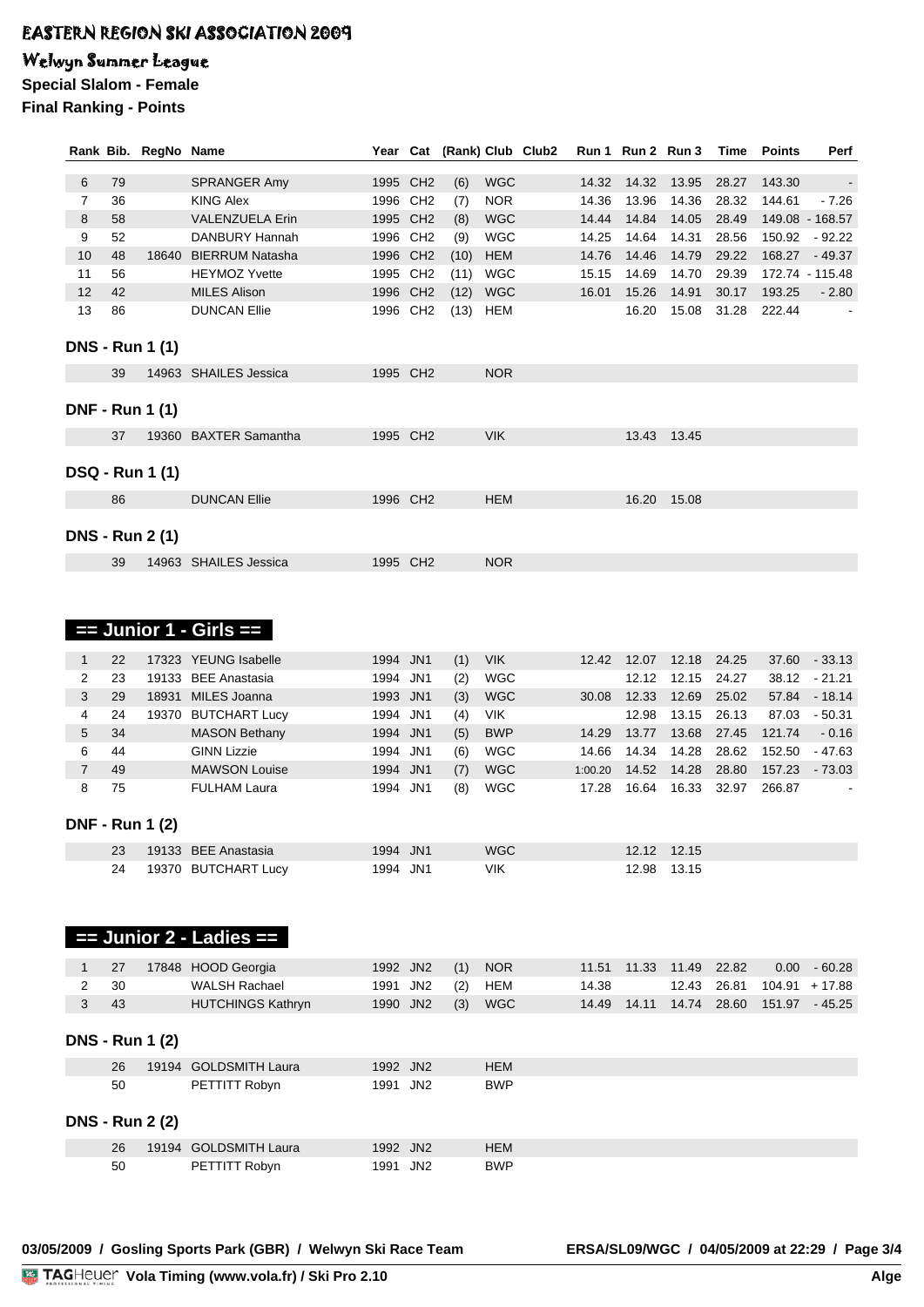# EASTERN REGION SKI ASSOCIATION 2009

## Welwyn Summer League

**Special Slalom - Female**

**Final Ranking - Points**

| Rank | Bib. | RegNo | Name | Year | Cat | (Rank) | Club | Club2 | Run 1 | Run 2 | Run 3 | Time | Points | Perf |
|---|---|---|---|---|---|---|---|---|---|---|---|---|---|---|
| 6 | 79 | | SPRANGER Amy | 1995 | CH2 | (6) | WGC | | 14.32 | 14.32 | 13.95 | 28.27 | 143.30 | - |
| 7 | 36 | | KING Alex | 1996 | CH2 | (7) | NOR | | 14.36 | 13.96 | 14.36 | 28.32 | 144.61 | - 7.26 |
| 8 | 58 | | VALENZUELA Erin | 1995 | CH2 | (8) | WGC | | 14.44 | 14.84 | 14.05 | 28.49 | 149.08 | - 168.57 |
| 9 | 52 | | DANBURY Hannah | 1996 | CH2 | (9) | WGC | | 14.25 | 14.64 | 14.31 | 28.56 | 150.92 | - 92.22 |
| 10 | 48 | 18640 | BIERRUM Natasha | 1996 | CH2 | (10) | HEM | | 14.76 | 14.46 | 14.79 | 29.22 | 168.27 | - 49.37 |
| 11 | 56 | | HEYMOZ Yvette | 1995 | CH2 | (11) | WGC | | 15.15 | 14.69 | 14.70 | 29.39 | 172.74 | - 115.48 |
| 12 | 42 | | MILES Alison | 1996 | CH2 | (12) | WGC | | 16.01 | 15.26 | 14.91 | 30.17 | 193.25 | - 2.80 |
| 13 | 86 | | DUNCAN Ellie | 1996 | CH2 | (13) | HEM | | | 16.20 | 15.08 | 31.28 | 222.44 | - |

### DNS - Run 1 (1)

| Rank | Bib. | RegNo | Name | Year | Cat | (Rank) | Club | Club2 | Run 1 | Run 2 | Run 3 | Time | Points | Perf |
|---|---|---|---|---|---|---|---|---|---|---|---|---|---|---|
| | 39 | 14963 | SHAILES Jessica | 1995 | CH2 | | NOR | | | | | | | |

### DNF - Run 1 (1)

| Rank | Bib. | RegNo | Name | Year | Cat | (Rank) | Club | Club2 | Run 1 | Run 2 | Run 3 | Time | Points | Perf |
|---|---|---|---|---|---|---|---|---|---|---|---|---|---|---|
| | 37 | 19360 | BAXTER Samantha | 1995 | CH2 | | VIK | | | 13.43 | 13.45 | | | |

### DSQ - Run 1 (1)

| Rank | Bib. | RegNo | Name | Year | Cat | (Rank) | Club | Club2 | Run 1 | Run 2 | Run 3 | Time | Points | Perf |
|---|---|---|---|---|---|---|---|---|---|---|---|---|---|---|
| | 86 | | DUNCAN Ellie | 1996 | CH2 | | HEM | | | 16.20 | 15.08 | | | |

### DNS - Run 2 (1)

| Rank | Bib. | RegNo | Name | Year | Cat | (Rank) | Club | Club2 | Run 1 | Run 2 | Run 3 | Time | Points | Perf |
|---|---|---|---|---|---|---|---|---|---|---|---|---|---|---|
| | 39 | 14963 | SHAILES Jessica | 1995 | CH2 | | NOR | | | | | | | |

## == Junior 1 - Girls ==

| Rank | Bib. | RegNo | Name | Year | Cat | (Rank) | Club | Club2 | Run 1 | Run 2 | Run 3 | Time | Points | Perf |
|---|---|---|---|---|---|---|---|---|---|---|---|---|---|---|
| 1 | 22 | 17323 | YEUNG Isabelle | 1994 | JN1 | (1) | VIK | | 12.42 | 12.07 | 12.18 | 24.25 | 37.60 | - 33.13 |
| 2 | 23 | 19133 | BEE Anastasia | 1994 | JN1 | (2) | WGC | | | 12.12 | 12.15 | 24.27 | 38.12 | - 21.21 |
| 3 | 29 | 18931 | MILES Joanna | 1993 | JN1 | (3) | WGC | | 30.08 | 12.33 | 12.69 | 25.02 | 57.84 | - 18.14 |
| 4 | 24 | 19370 | BUTCHART Lucy | 1994 | JN1 | (4) | VIK | | | 12.98 | 13.15 | 26.13 | 87.03 | - 50.31 |
| 5 | 34 | | MASON Bethany | 1994 | JN1 | (5) | BWP | | 14.29 | 13.77 | 13.68 | 27.45 | 121.74 | - 0.16 |
| 6 | 44 | | GINN Lizzie | 1994 | JN1 | (6) | WGC | | 14.66 | 14.34 | 14.28 | 28.62 | 152.50 | - 47.63 |
| 7 | 49 | | MAWSON Louise | 1994 | JN1 | (7) | WGC | | 1:00.20 | 14.52 | 14.28 | 28.80 | 157.23 | - 73.03 |
| 8 | 75 | | FULHAM Laura | 1994 | JN1 | (8) | WGC | | 17.28 | 16.64 | 16.33 | 32.97 | 266.87 | - |

### DNF - Run 1 (2)

| Rank | Bib. | RegNo | Name | Year | Cat | (Rank) | Club | Club2 | Run 1 | Run 2 | Run 3 | Time | Points | Perf |
|---|---|---|---|---|---|---|---|---|---|---|---|---|---|---|
| | 23 | 19133 | BEE Anastasia | 1994 | JN1 | | WGC | | | 12.12 | 12.15 | | | |
| | 24 | 19370 | BUTCHART Lucy | 1994 | JN1 | | VIK | | | 12.98 | 13.15 | | | |

## == Junior 2 - Ladies ==

| Rank | Bib. | RegNo | Name | Year | Cat | (Rank) | Club | Club2 | Run 1 | Run 2 | Run 3 | Time | Points | Perf |
|---|---|---|---|---|---|---|---|---|---|---|---|---|---|---|
| 1 | 27 | 17848 | HOOD Georgia | 1992 | JN2 | (1) | NOR | | 11.51 | 11.33 | 11.49 | 22.82 | 0.00 | - 60.28 |
| 2 | 30 | | WALSH Rachael | 1991 | JN2 | (2) | HEM | | 14.38 | | 12.43 | 26.81 | 104.91 | + 17.88 |
| 3 | 43 | | HUTCHINGS Kathryn | 1990 | JN2 | (3) | WGC | | 14.49 | 14.11 | 14.74 | 28.60 | 151.97 | - 45.25 |

### DNS - Run 1 (2)

| Rank | Bib. | RegNo | Name | Year | Cat | (Rank) | Club | Club2 | Run 1 | Run 2 | Run 3 | Time | Points | Perf |
|---|---|---|---|---|---|---|---|---|---|---|---|---|---|---|
| | 26 | 19194 | GOLDSMITH Laura | 1992 | JN2 | | HEM | | | | | | | |
| | 50 | | PETTITT Robyn | 1991 | JN2 | | BWP | | | | | | | |

### DNS - Run 2 (2)

| Rank | Bib. | RegNo | Name | Year | Cat | (Rank) | Club | Club2 | Run 1 | Run 2 | Run 3 | Time | Points | Perf |
|---|---|---|---|---|---|---|---|---|---|---|---|---|---|---|
| | 26 | 19194 | GOLDSMITH Laura | 1992 | JN2 | | HEM | | | | | | | |
| | 50 | | PETTITT Robyn | 1991 | JN2 | | BWP | | | | | | | |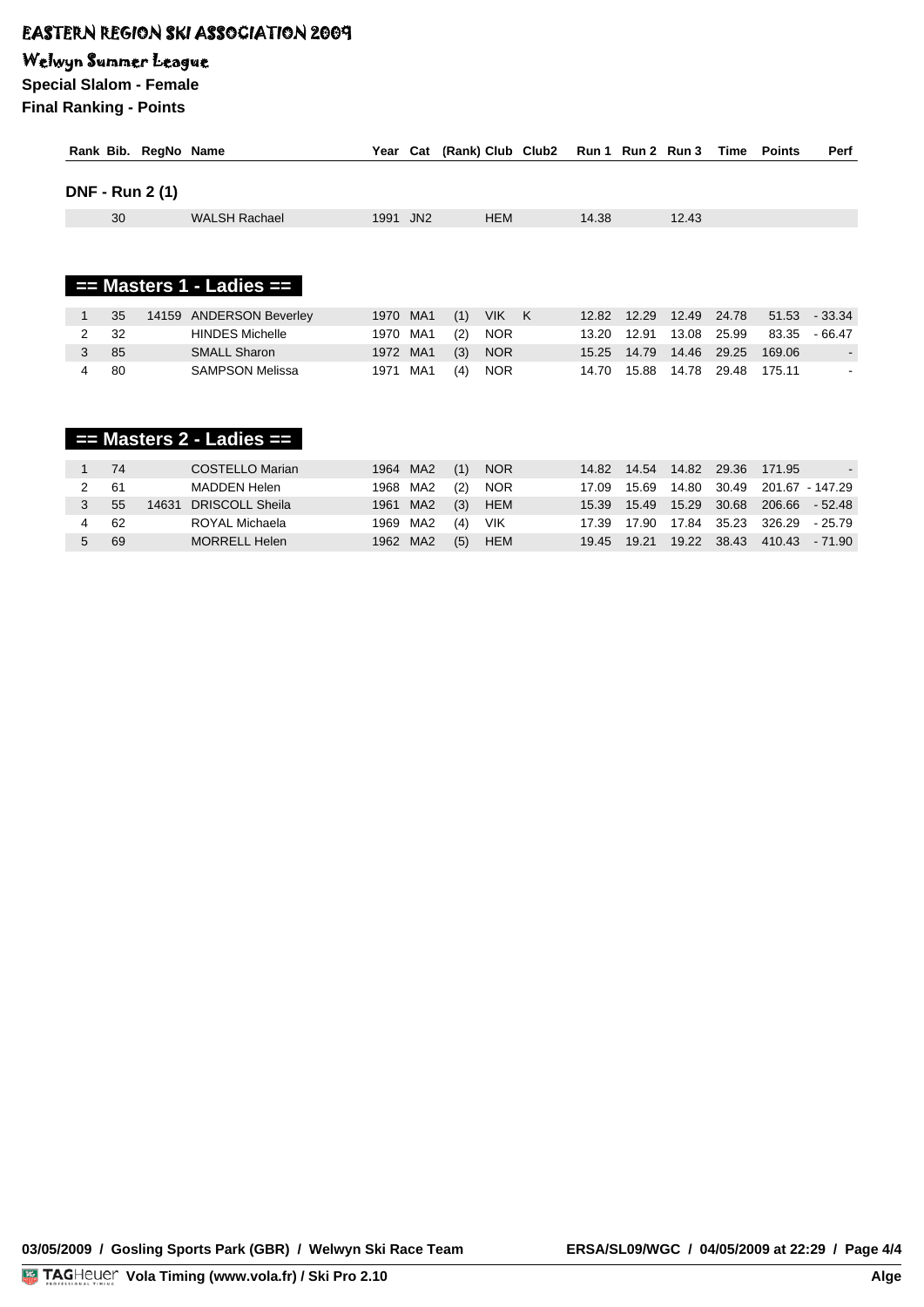# EASTERN REGION SKI ASSOCIATION 2009

## Welwyn Summer League

**Special Slalom - Female**

**Final Ranking - Points**

| Rank | Bib. | RegNo | Name | Year | Cat | (Rank) | Club | Club2 | Run 1 | Run 2 | Run 3 | Time | Points | Perf |
|---|---|---|---|---|---|---|---|---|---|---|---|---|---|---|
| **DNF - Run 2 (1)** | | | | | | | | | | | | | | |
| | 30 | | WALSH Rachael | 1991 | JN2 | | HEM | | 14.38 | | 12.43 | | | |
| **== Masters 1 - Ladies ==** | | | | | | | | | | | | | | |
| 1 | 35 | 14159 | ANDERSON Beverley | 1970 | MA1 | (1) | VIK | K | 12.82 | 12.29 | 12.49 | 24.78 | 51.53 | - 33.34 |
| 2 | 32 | | HINDES Michelle | 1970 | MA1 | (2) | NOR | | 13.20 | 12.91 | 13.08 | 25.99 | 83.35 | - 66.47 |
| 3 | 85 | | SMALL Sharon | 1972 | MA1 | (3) | NOR | | 15.25 | 14.79 | 14.46 | 29.25 | 169.06 | - |
| 4 | 80 | | SAMPSON Melissa | 1971 | MA1 | (4) | NOR | | 14.70 | 15.88 | 14.78 | 29.48 | 175.11 | - |
| **== Masters 2 - Ladies ==** | | | | | | | | | | | | | | |
| 1 | 74 | | COSTELLO Marian | 1964 | MA2 | (1) | NOR | | 14.82 | 14.54 | 14.82 | 29.36 | 171.95 | - |
| 2 | 61 | | MADDEN Helen | 1968 | MA2 | (2) | NOR | | 17.09 | 15.69 | 14.80 | 30.49 | 201.67 | - 147.29 |
| 3 | 55 | 14631 | DRISCOLL Sheila | 1961 | MA2 | (3) | HEM | | 15.39 | 15.49 | 15.29 | 30.68 | 206.66 | - 52.48 |
| 4 | 62 | | ROYAL Michaela | 1969 | MA2 | (4) | VIK | | 17.39 | 17.90 | 17.84 | 35.23 | 326.29 | - 25.79 |
| 5 | 69 | | MORRELL Helen | 1962 | MA2 | (5) | HEM | | 19.45 | 19.21 | 19.22 | 38.43 | 410.43 | - 71.90 |

03/05/2009 / Gosling Sports Park (GBR) / Welwyn Ski Race Team — ERSA/SL09/WGC / 04/05/2009 at 22:29

TAGHeuer Vola Timing (www.vola.fr) / Ski Pro 2.10 — Alge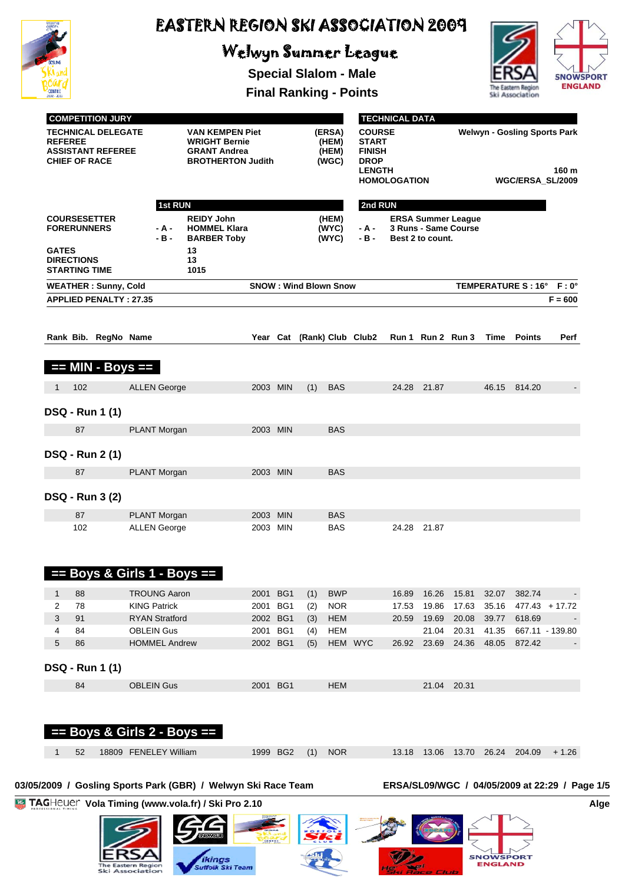# EASTERN REGION SKI ASSOCIATION 2009

## Welwyn Summer League

### Special Slalom - Male

### Final Ranking - Points

| COMPETITION JURY | | |
|---|---|---|
| TECHNICAL DELEGATE | VAN KEMPEN Piet | (ERSA) |
| REFEREE | WRIGHT Bernie | (HEM) |
| ASSISTANT REFEREE | GRANT Andrea | (HEM) |
| CHIEF OF RACE | BROTHERTON Judith | (WGC) |

| TECHNICAL DATA | |
|---|---|
| COURSE | Welwyn - Gosling Sports Park |
| START | |
| FINISH | |
| DROP | |
| LENGTH | 160 m |
| HOMOLOGATION | WGC/ERSA_SL/2009 |

**1st RUN**

| | | | |
|---|---|---|---|
| COURSESETTER | | REIDY John | (HEM) |
| FORERUNNERS | - A - | HOMMEL Klara | (WYC) |
| | - B - | BARBER Toby | (WYC) |
| GATES | | 13 | |
| DIRECTIONS | | 13 | |
| STARTING TIME | | 1015 | |

**2nd RUN**

- A - ERSA Summer League
  3 Runs - Same Course
- B - Best 2 to count.

WEATHER : Sunny, Cold — SNOW : Wind Blown Snow — TEMPERATURE S : 16° F : 0°

APPLIED PENALTY : 27.35 — F = 600

## == MIN - Boys ==

| Rank | Bib. | RegNo | Name | Year | Cat | (Rank) | Club | Club2 | Run 1 | Run 2 | Run 3 | Time | Points | Perf |
|---|---|---|---|---|---|---|---|---|---|---|---|---|---|---|
| 1 | 102 | | ALLEN George | 2003 | MIN | (1) | BAS | | 24.28 | 21.87 | | 46.15 | 814.20 | - |

### DSQ - Run 1 (1)

| Bib. | Name | Year | Cat | Club |
|---|---|---|---|---|
| 87 | PLANT Morgan | 2003 | MIN | BAS |

### DSQ - Run 2 (1)

| Bib. | Name | Year | Cat | Club |
|---|---|---|---|---|
| 87 | PLANT Morgan | 2003 | MIN | BAS |

### DSQ - Run 3 (2)

| Bib. | Name | Year | Cat | Club | Run 1 | Run 2 |
|---|---|---|---|---|---|---|
| 87 | PLANT Morgan | 2003 | MIN | BAS | | |
| 102 | ALLEN George | 2003 | MIN | BAS | 24.28 | 21.87 |

## == Boys & Girls 1 - Boys ==

| Rank | Bib. | RegNo | Name | Year | Cat | (Rank) | Club | Club2 | Run 1 | Run 2 | Run 3 | Time | Points | Perf |
|---|---|---|---|---|---|---|---|---|---|---|---|---|---|---|
| 1 | 88 | | TROUNG Aaron | 2001 | BG1 | (1) | BWP | | 16.89 | 16.26 | 15.81 | 32.07 | 382.74 | - |
| 2 | 78 | | KING Patrick | 2001 | BG1 | (2) | NOR | | 17.53 | 19.86 | 17.63 | 35.16 | 477.43 | + 17.72 |
| 3 | 91 | | RYAN Stratford | 2002 | BG1 | (3) | HEM | | 20.59 | 19.69 | 20.08 | 39.77 | 618.69 | - |
| 4 | 84 | | OBLEIN Gus | 2001 | BG1 | (4) | HEM | | | 21.04 | 20.31 | 41.35 | 667.11 | - 139.80 |
| 5 | 86 | | HOMMEL Andrew | 2002 | BG1 | (5) | HEM | WYC | 26.92 | 23.69 | 24.36 | 48.05 | 872.42 | - |

### DSQ - Run 1 (1)

| Bib. | Name | Year | Cat | Club | Run 1 | Run 2 | Run 3 |
|---|---|---|---|---|---|---|---|
| 84 | OBLEIN Gus | 2001 | BG1 | HEM | | 21.04 | 20.31 |

## == Boys & Girls 2 - Boys ==

| Rank | Bib. | RegNo | Name | Year | Cat | (Rank) | Club | Club2 | Run 1 | Run 2 | Run 3 | Time | Points | Perf |
|---|---|---|---|---|---|---|---|---|---|---|---|---|---|---|
| 1 | 52 | 18809 | FENELEY William | 1999 | BG2 | (1) | NOR | | 13.18 | 13.06 | 13.70 | 26.24 | 204.09 | + 1.26 |

03/05/2009 / Gosling Sports Park (GBR) / Welwyn Ski Race Team — ERSA/SL09/WGC / 04/05/2009 at 22:29

TAGHeuer Vola Timing (www.vola.fr) / Ski Pro 2.10 — Alge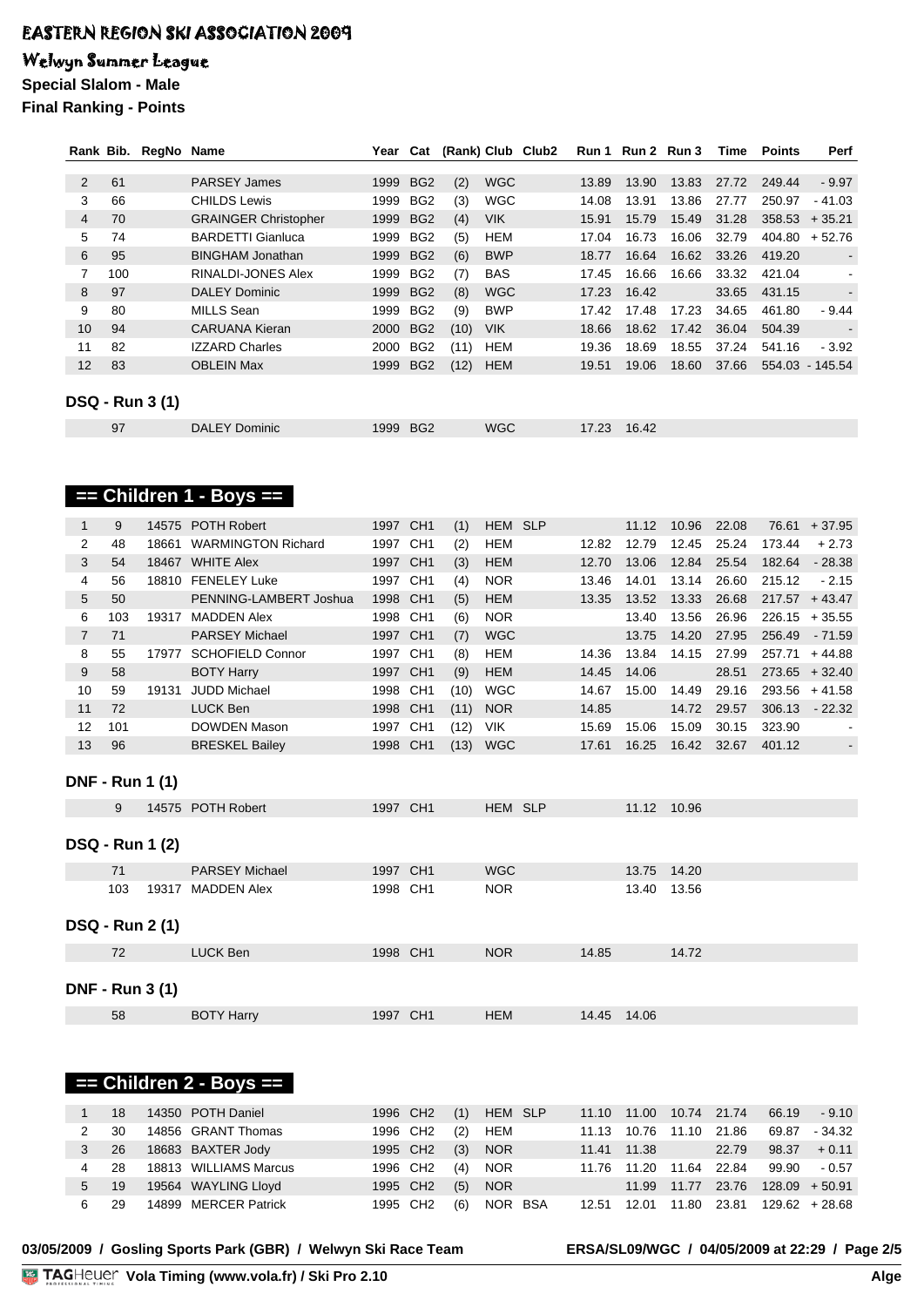# EASTERN REGION SKI ASSOCIATION 2009

## Welwyn Summer League

**Special Slalom - Male**

**Final Ranking - Points**

| Rank | Bib. | RegNo | Name | Year | Cat | (Rank) | Club | Club2 | Run 1 | Run 2 | Run 3 | Time | Points | Perf |
|---|---|---|---|---|---|---|---|---|---|---|---|---|---|---|
| 2 | 61 | | PARSEY James | 1999 | BG2 | (2) | WGC | | 13.89 | 13.90 | 13.83 | 27.72 | 249.44 | - 9.97 |
| 3 | 66 | | CHILDS Lewis | 1999 | BG2 | (3) | WGC | | 14.08 | 13.91 | 13.86 | 27.77 | 250.97 | - 41.03 |
| 4 | 70 | | GRAINGER Christopher | 1999 | BG2 | (4) | VIK | | 15.91 | 15.79 | 15.49 | 31.28 | 358.53 | + 35.21 |
| 5 | 74 | | BARDETTI Gianluca | 1999 | BG2 | (5) | HEM | | 17.04 | 16.73 | 16.06 | 32.79 | 404.80 | + 52.76 |
| 6 | 95 | | BINGHAM Jonathan | 1999 | BG2 | (6) | BWP | | 18.77 | 16.64 | 16.62 | 33.26 | 419.20 | - |
| 7 | 100 | | RINALDI-JONES Alex | 1999 | BG2 | (7) | BAS | | 17.45 | 16.66 | 16.66 | 33.32 | 421.04 | - |
| 8 | 97 | | DALEY Dominic | 1999 | BG2 | (8) | WGC | | 17.23 | 16.42 | | 33.65 | 431.15 | - |
| 9 | 80 | | MILLS Sean | 1999 | BG2 | (9) | BWP | | 17.42 | 17.48 | 17.23 | 34.65 | 461.80 | - 9.44 |
| 10 | 94 | | CARUANA Kieran | 2000 | BG2 | (10) | VIK | | 18.66 | 18.62 | 17.42 | 36.04 | 504.39 | - |
| 11 | 82 | | IZZARD Charles | 2000 | BG2 | (11) | HEM | | 19.36 | 18.69 | 18.55 | 37.24 | 541.16 | - 3.92 |
| 12 | 83 | | OBLEIN Max | 1999 | BG2 | (12) | HEM | | 19.51 | 19.06 | 18.60 | 37.66 | 554.03 | - 145.54 |

### DSQ - Run 3 (1)

| Bib. | RegNo | Name | Year | Cat | Club | Club2 | Run 1 | Run 2 | Run 3 |
|---|---|---|---|---|---|---|---|---|---|
| 97 | | DALEY Dominic | 1999 | BG2 | WGC | | 17.23 | 16.42 | |

## == Children 1 - Boys ==

| Rank | Bib. | RegNo | Name | Year | Cat | (Rank) | Club | Club2 | Run 1 | Run 2 | Run 3 | Time | Points | Perf |
|---|---|---|---|---|---|---|---|---|---|---|---|---|---|---|
| 1 | 9 | 14575 | POTH Robert | 1997 | CH1 | (1) | HEM | SLP | | 11.12 | 10.96 | 22.08 | 76.61 | + 37.95 |
| 2 | 48 | 18661 | WARMINGTON Richard | 1997 | CH1 | (2) | HEM | | 12.82 | 12.79 | 12.45 | 25.24 | 173.44 | + 2.73 |
| 3 | 54 | 18467 | WHITE Alex | 1997 | CH1 | (3) | HEM | | 12.70 | 13.06 | 12.84 | 25.54 | 182.64 | - 28.38 |
| 4 | 56 | 18810 | FENELEY Luke | 1997 | CH1 | (4) | NOR | | 13.46 | 14.01 | 13.14 | 26.60 | 215.12 | - 2.15 |
| 5 | 50 | | PENNING-LAMBERT Joshua | 1998 | CH1 | (5) | HEM | | 13.35 | 13.52 | 13.33 | 26.68 | 217.57 | + 43.47 |
| 6 | 103 | 19317 | MADDEN Alex | 1998 | CH1 | (6) | NOR | | | 13.40 | 13.56 | 26.96 | 226.15 | + 35.55 |
| 7 | 71 | | PARSEY Michael | 1997 | CH1 | (7) | WGC | | | 13.75 | 14.20 | 27.95 | 256.49 | - 71.59 |
| 8 | 55 | 17977 | SCHOFIELD Connor | 1997 | CH1 | (8) | HEM | | 14.36 | 13.84 | 14.15 | 27.99 | 257.71 | + 44.88 |
| 9 | 58 | | BOTY Harry | 1997 | CH1 | (9) | HEM | | 14.45 | 14.06 | | 28.51 | 273.65 | + 32.40 |
| 10 | 59 | 19131 | JUDD Michael | 1998 | CH1 | (10) | WGC | | 14.67 | 15.00 | 14.49 | 29.16 | 293.56 | + 41.58 |
| 11 | 72 | | LUCK Ben | 1998 | CH1 | (11) | NOR | | 14.85 | | 14.72 | 29.57 | 306.13 | - 22.32 |
| 12 | 101 | | DOWDEN Mason | 1997 | CH1 | (12) | VIK | | 15.69 | 15.06 | 15.09 | 30.15 | 323.90 | - |
| 13 | 96 | | BRESKEL Bailey | 1998 | CH1 | (13) | WGC | | 17.61 | 16.25 | 16.42 | 32.67 | 401.12 | - |

### DNF - Run 1 (1)

| Bib. | RegNo | Name | Year | Cat | Club | Club2 | Run 1 | Run 2 | Run 3 |
|---|---|---|---|---|---|---|---|---|---|
| 9 | 14575 | POTH Robert | 1997 | CH1 | HEM | SLP | | 11.12 | 10.96 |

### DSQ - Run 1 (2)

| Bib. | RegNo | Name | Year | Cat | Club | Club2 | Run 1 | Run 2 | Run 3 |
|---|---|---|---|---|---|---|---|---|---|
| 71 | | PARSEY Michael | 1997 | CH1 | WGC | | | 13.75 | 14.20 |
| 103 | 19317 | MADDEN Alex | 1998 | CH1 | NOR | | | 13.40 | 13.56 |

### DSQ - Run 2 (1)

| Bib. | RegNo | Name | Year | Cat | Club | Club2 | Run 1 | Run 2 | Run 3 |
|---|---|---|---|---|---|---|---|---|---|
| 72 | | LUCK Ben | 1998 | CH1 | NOR | | 14.85 | | 14.72 |

### DNF - Run 3 (1)

| Bib. | RegNo | Name | Year | Cat | Club | Club2 | Run 1 | Run 2 | Run 3 |
|---|---|---|---|---|---|---|---|---|---|
| 58 | | BOTY Harry | 1997 | CH1 | HEM | | 14.45 | 14.06 | |

## == Children 2 - Boys ==

| Rank | Bib. | RegNo | Name | Year | Cat | (Rank) | Club | Club2 | Run 1 | Run 2 | Run 3 | Time | Points | Perf |
|---|---|---|---|---|---|---|---|---|---|---|---|---|---|---|
| 1 | 18 | 14350 | POTH Daniel | 1996 | CH2 | (1) | HEM | SLP | 11.10 | 11.00 | 10.74 | 21.74 | 66.19 | - 9.10 |
| 2 | 30 | 14856 | GRANT Thomas | 1996 | CH2 | (2) | HEM | | 11.13 | 10.76 | 11.10 | 21.86 | 69.87 | - 34.32 |
| 3 | 26 | 18683 | BAXTER Jody | 1995 | CH2 | (3) | NOR | | 11.41 | 11.38 | | 22.79 | 98.37 | + 0.11 |
| 4 | 28 | 18813 | WILLIAMS Marcus | 1996 | CH2 | (4) | NOR | | 11.76 | 11.20 | 11.64 | 22.84 | 99.90 | - 0.57 |
| 5 | 19 | 19564 | WAYLING Lloyd | 1995 | CH2 | (5) | NOR | | | 11.99 | 11.77 | 23.76 | 128.09 | + 50.91 |
| 6 | 29 | 14899 | MERCER Patrick | 1995 | CH2 | (6) | NOR | BSA | 12.51 | 12.01 | 11.80 | 23.81 | 129.62 | + 28.68 |

03/05/2009 / Gosling Sports Park (GBR) / Welwyn Ski Race Team — ERSA/SL09/WGC / 04/05/2009 at 22:29

TAGHeuer Vola Timing (www.vola.fr) / Ski Pro 2.10 — Alge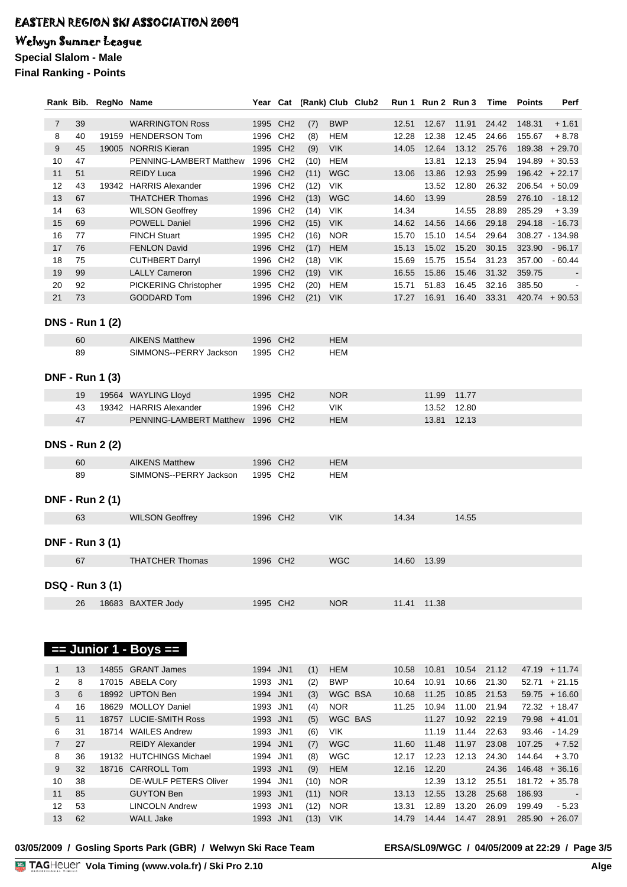# EASTERN REGION SKI ASSOCIATION 2009

## Welwyn Summer League

**Special Slalom - Male**

**Final Ranking - Points**

| Rank | Bib. | RegNo | Name | Year | Cat | (Rank) | Club | Club2 | Run 1 | Run 2 | Run 3 | Time | Points | Perf |
|---|---|---|---|---|---|---|---|---|---|---|---|---|---|---|
| 7 | 39 | | WARRINGTON Ross | 1995 | CH2 | (7) | BWP | | 12.51 | 12.67 | 11.91 | 24.42 | 148.31 | + 1.61 |
| 8 | 40 | 19159 | HENDERSON Tom | 1996 | CH2 | (8) | HEM | | 12.28 | 12.38 | 12.45 | 24.66 | 155.67 | + 8.78 |
| 9 | 45 | 19005 | NORRIS Kieran | 1995 | CH2 | (9) | VIK | | 14.05 | 12.64 | 13.12 | 25.76 | 189.38 | + 29.70 |
| 10 | 47 | | PENNING-LAMBERT Matthew | 1996 | CH2 | (10) | HEM | | | 13.81 | 12.13 | 25.94 | 194.89 | + 30.53 |
| 11 | 51 | | REIDY Luca | 1996 | CH2 | (11) | WGC | | 13.06 | 13.86 | 12.93 | 25.99 | 196.42 | + 22.17 |
| 12 | 43 | 19342 | HARRIS Alexander | 1996 | CH2 | (12) | VIK | | | 13.52 | 12.80 | 26.32 | 206.54 | + 50.09 |
| 13 | 67 | | THATCHER Thomas | 1996 | CH2 | (13) | WGC | | 14.60 | 13.99 | | 28.59 | 276.10 | - 18.12 |
| 14 | 63 | | WILSON Geoffrey | 1996 | CH2 | (14) | VIK | | 14.34 | | 14.55 | 28.89 | 285.29 | + 3.39 |
| 15 | 69 | | POWELL Daniel | 1996 | CH2 | (15) | VIK | | 14.62 | 14.56 | 14.66 | 29.18 | 294.18 | - 16.73 |
| 16 | 77 | | FINCH Stuart | 1995 | CH2 | (16) | NOR | | 15.70 | 15.10 | 14.54 | 29.64 | 308.27 | - 134.98 |
| 17 | 76 | | FENLON David | 1996 | CH2 | (17) | HEM | | 15.13 | 15.02 | 15.20 | 30.15 | 323.90 | - 96.17 |
| 18 | 75 | | CUTHBERT Darryl | 1996 | CH2 | (18) | VIK | | 15.69 | 15.75 | 15.54 | 31.23 | 357.00 | - 60.44 |
| 19 | 99 | | LALLY Cameron | 1996 | CH2 | (19) | VIK | | 16.55 | 15.86 | 15.46 | 31.32 | 359.75 | - |
| 20 | 92 | | PICKERING Christopher | 1995 | CH2 | (20) | HEM | | 15.71 | 51.83 | 16.45 | 32.16 | 385.50 | - |
| 21 | 73 | | GODDARD Tom | 1996 | CH2 | (21) | VIK | | 17.27 | 16.91 | 16.40 | 33.31 | 420.74 | + 90.53 |

### DNS - Run 1 (2)

| Bib. | RegNo | Name | Year | Cat | Club | Run 1 | Run 2 | Run 3 |
|---|---|---|---|---|---|---|---|---|
| 60 | | AIKENS Matthew | 1996 | CH2 | HEM | | | |
| 89 | | SIMMONS--PERRY Jackson | 1995 | CH2 | HEM | | | |

### DNF - Run 1 (3)

| Bib. | RegNo | Name | Year | Cat | Club | Run 1 | Run 2 | Run 3 |
|---|---|---|---|---|---|---|---|---|
| 19 | 19564 | WAYLING Lloyd | 1995 | CH2 | NOR | | 11.99 | 11.77 |
| 43 | 19342 | HARRIS Alexander | 1996 | CH2 | VIK | | 13.52 | 12.80 |
| 47 | | PENNING-LAMBERT Matthew | 1996 | CH2 | HEM | | 13.81 | 12.13 |

### DNS - Run 2 (2)

| Bib. | RegNo | Name | Year | Cat | Club | Run 1 | Run 2 | Run 3 |
|---|---|---|---|---|---|---|---|---|
| 60 | | AIKENS Matthew | 1996 | CH2 | HEM | | | |
| 89 | | SIMMONS--PERRY Jackson | 1995 | CH2 | HEM | | | |

### DNF - Run 2 (1)

| Bib. | RegNo | Name | Year | Cat | Club | Run 1 | Run 2 | Run 3 |
|---|---|---|---|---|---|---|---|---|
| 63 | | WILSON Geoffrey | 1996 | CH2 | VIK | 14.34 | | 14.55 |

### DNF - Run 3 (1)

| Bib. | RegNo | Name | Year | Cat | Club | Run 1 | Run 2 | Run 3 |
|---|---|---|---|---|---|---|---|---|
| 67 | | THATCHER Thomas | 1996 | CH2 | WGC | 14.60 | 13.99 | |

### DSQ - Run 3 (1)

| Bib. | RegNo | Name | Year | Cat | Club | Run 1 | Run 2 | Run 3 |
|---|---|---|---|---|---|---|---|---|
| 26 | 18683 | BAXTER Jody | 1995 | CH2 | NOR | 11.41 | 11.38 | |

## == Junior 1 - Boys ==

| Rank | Bib. | RegNo | Name | Year | Cat | (Rank) | Club | Club2 | Run 1 | Run 2 | Run 3 | Time | Points | Perf |
|---|---|---|---|---|---|---|---|---|---|---|---|---|---|---|
| 1 | 13 | 14855 | GRANT James | 1994 | JN1 | (1) | HEM | | 10.58 | 10.81 | 10.54 | 21.12 | 47.19 | + 11.74 |
| 2 | 8 | 17015 | ABELA Cory | 1993 | JN1 | (2) | BWP | | 10.64 | 10.91 | 10.66 | 21.30 | 52.71 | + 21.15 |
| 3 | 6 | 18992 | UPTON Ben | 1994 | JN1 | (3) | WGC | BSA | 10.68 | 11.25 | 10.85 | 21.53 | 59.75 | + 16.60 |
| 4 | 16 | 18629 | MOLLOY Daniel | 1993 | JN1 | (4) | NOR | | 11.25 | 10.94 | 11.00 | 21.94 | 72.32 | + 18.47 |
| 5 | 11 | 18757 | LUCIE-SMITH Ross | 1993 | JN1 | (5) | WGC | BAS | | 11.27 | 10.92 | 22.19 | 79.98 | + 41.01 |
| 6 | 31 | 18714 | WAILES Andrew | 1993 | JN1 | (6) | VIK | | | 11.19 | 11.44 | 22.63 | 93.46 | - 14.29 |
| 7 | 27 | | REIDY Alexander | 1994 | JN1 | (7) | WGC | | 11.60 | 11.48 | 11.97 | 23.08 | 107.25 | + 7.52 |
| 8 | 36 | 19132 | HUTCHINGS Michael | 1994 | JN1 | (8) | WGC | | 12.17 | 12.23 | 12.13 | 24.30 | 144.64 | + 3.70 |
| 9 | 32 | 18716 | CARROLL Tom | 1993 | JN1 | (9) | HEM | | 12.16 | 12.20 | | 24.36 | 146.48 | + 36.16 |
| 10 | 38 | | DE-WULF PETERS Oliver | 1994 | JN1 | (10) | NOR | | | 12.39 | 13.12 | 25.51 | 181.72 | + 35.78 |
| 11 | 85 | | GUYTON Ben | 1993 | JN1 | (11) | NOR | | 13.13 | 12.55 | 13.28 | 25.68 | 186.93 | - |
| 12 | 53 | | LINCOLN Andrew | 1993 | JN1 | (12) | NOR | | 13.31 | 12.89 | 13.20 | 26.09 | 199.49 | - 5.23 |
| 13 | 62 | | WALL Jake | 1993 | JN1 | (13) | VIK | | 14.79 | 14.44 | 14.47 | 28.91 | 285.90 | + 26.07 |

03/05/2009 / Gosling Sports Park (GBR) / Welwyn Ski Race Team — ERSA/SL09/WGC / 04/05/2009 at 22:29

Vola Timing (www.vola.fr) / Ski Pro 2.10 — Alge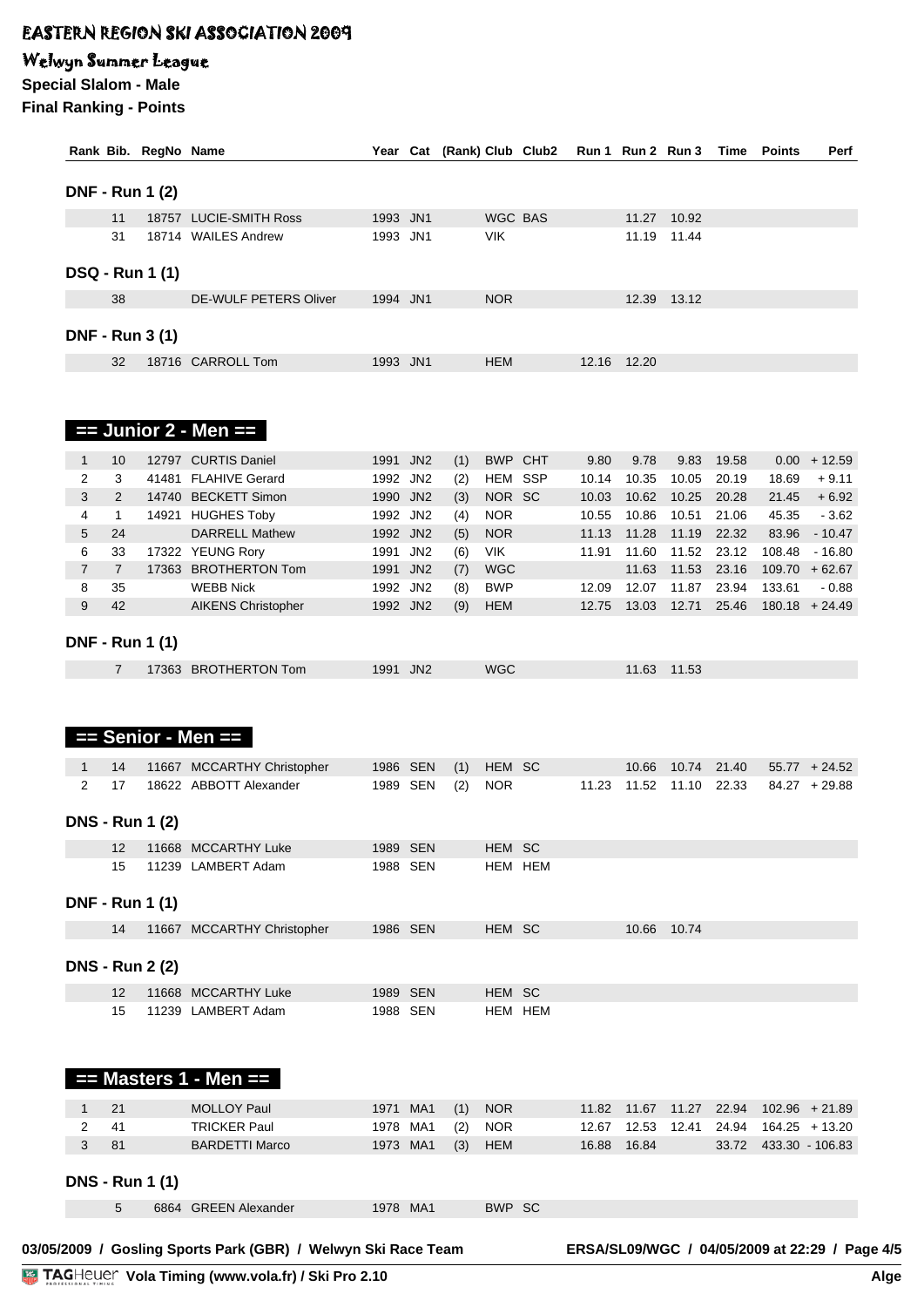# EASTERN REGION SKI ASSOCIATION 2009

## Welwyn Summer League

**Special Slalom - Male**

**Final Ranking - Points**

| Rank | Bib. | RegNo | Name | Year | Cat | (Rank) | Club | Club2 | Run 1 | Run 2 | Run 3 | Time | Points | Perf |
|---|---|---|---|---|---|---|---|---|---|---|---|---|---|---|
| **DNF - Run 1 (2)** | | | | | | | | | | | | | | |
| | 11 | 18757 | LUCIE-SMITH Ross | 1993 | JN1 | | WGC | BAS | | 11.27 | 10.92 | | | |
| | 31 | 18714 | WAILES Andrew | 1993 | JN1 | | VIK | | | 11.19 | 11.44 | | | |
| **DSQ - Run 1 (1)** | | | | | | | | | | | | | | |
| | 38 | | DE-WULF PETERS Oliver | 1994 | JN1 | | NOR | | | 12.39 | 13.12 | | | |
| **DNF - Run 3 (1)** | | | | | | | | | | | | | | |
| | 32 | 18716 | CARROLL Tom | 1993 | JN1 | | HEM | | 12.16 | 12.20 | | | | |

### == Junior 2 - Men ==

| Rank | Bib. | RegNo | Name | Year | Cat | (Rank) | Club | Club2 | Run 1 | Run 2 | Run 3 | Time | Points | Perf |
|---|---|---|---|---|---|---|---|---|---|---|---|---|---|---|
| 1 | 10 | 12797 | CURTIS Daniel | 1991 | JN2 | (1) | BWP | CHT | 9.80 | 9.78 | 9.83 | 19.58 | 0.00 | + 12.59 |
| 2 | 3 | 41481 | FLAHIVE Gerard | 1992 | JN2 | (2) | HEM | SSP | 10.14 | 10.35 | 10.05 | 20.19 | 18.69 | + 9.11 |
| 3 | 2 | 14740 | BECKETT Simon | 1990 | JN2 | (3) | NOR | SC | 10.03 | 10.62 | 10.25 | 20.28 | 21.45 | + 6.92 |
| 4 | 1 | 14921 | HUGHES Toby | 1992 | JN2 | (4) | NOR | | 10.55 | 10.86 | 10.51 | 21.06 | 45.35 | - 3.62 |
| 5 | 24 | | DARRELL Mathew | 1992 | JN2 | (5) | NOR | | 11.13 | 11.28 | 11.19 | 22.32 | 83.96 | - 10.47 |
| 6 | 33 | 17322 | YEUNG Rory | 1991 | JN2 | (6) | VIK | | 11.91 | 11.60 | 11.52 | 23.12 | 108.48 | - 16.80 |
| 7 | 7 | 17363 | BROTHERTON Tom | 1991 | JN2 | (7) | WGC | | | 11.63 | 11.53 | 23.16 | 109.70 | + 62.67 |
| 8 | 35 | | WEBB Nick | 1992 | JN2 | (8) | BWP | | 12.09 | 12.07 | 11.87 | 23.94 | 133.61 | - 0.88 |
| 9 | 42 | | AIKENS Christopher | 1992 | JN2 | (9) | HEM | | 12.75 | 13.03 | 12.71 | 25.46 | 180.18 | + 24.49 |
| **DNF - Run 1 (1)** | | | | | | | | | | | | | | |
| | 7 | 17363 | BROTHERTON Tom | 1991 | JN2 | | WGC | | | 11.63 | 11.53 | | | |

### == Senior - Men ==

| Rank | Bib. | RegNo | Name | Year | Cat | (Rank) | Club | Club2 | Run 1 | Run 2 | Run 3 | Time | Points | Perf |
|---|---|---|---|---|---|---|---|---|---|---|---|---|---|---|
| 1 | 14 | 11667 | MCCARTHY Christopher | 1986 | SEN | (1) | HEM | SC | | 10.66 | 10.74 | 21.40 | 55.77 | + 24.52 |
| 2 | 17 | 18622 | ABBOTT Alexander | 1989 | SEN | (2) | NOR | | 11.23 | 11.52 | 11.10 | 22.33 | 84.27 | + 29.88 |
| **DNS - Run 1 (2)** | | | | | | | | | | | | | | |
| | 12 | 11668 | MCCARTHY Luke | 1989 | SEN | | HEM | SC | | | | | | |
| | 15 | 11239 | LAMBERT Adam | 1988 | SEN | | HEM | HEM | | | | | | |
| **DNF - Run 1 (1)** | | | | | | | | | | | | | | |
| | 14 | 11667 | MCCARTHY Christopher | 1986 | SEN | | HEM | SC | | 10.66 | 10.74 | | | |
| **DNS - Run 2 (2)** | | | | | | | | | | | | | | |
| | 12 | 11668 | MCCARTHY Luke | 1989 | SEN | | HEM | SC | | | | | | |
| | 15 | 11239 | LAMBERT Adam | 1988 | SEN | | HEM | HEM | | | | | | |

### == Masters 1 - Men ==

| Rank | Bib. | RegNo | Name | Year | Cat | (Rank) | Club | Club2 | Run 1 | Run 2 | Run 3 | Time | Points | Perf |
|---|---|---|---|---|---|---|---|---|---|---|---|---|---|---|
| 1 | 21 | | MOLLOY Paul | 1971 | MA1 | (1) | NOR | | 11.82 | 11.67 | 11.27 | 22.94 | 102.96 | + 21.89 |
| 2 | 41 | | TRICKER Paul | 1978 | MA1 | (2) | NOR | | 12.67 | 12.53 | 12.41 | 24.94 | 164.25 | + 13.20 |
| 3 | 81 | | BARDETTI Marco | 1973 | MA1 | (3) | HEM | | 16.88 | 16.84 | | 33.72 | 433.30 | - 106.83 |
| **DNS - Run 1 (1)** | | | | | | | | | | | | | | |
| | 5 | 6864 | GREEN Alexander | 1978 | MA1 | | BWP | SC | | | | | | |

03/05/2009 / Gosling Sports Park (GBR) / Welwyn Ski Race Team — ERSA/SL09/WGC / 04/05/2009 at 22:29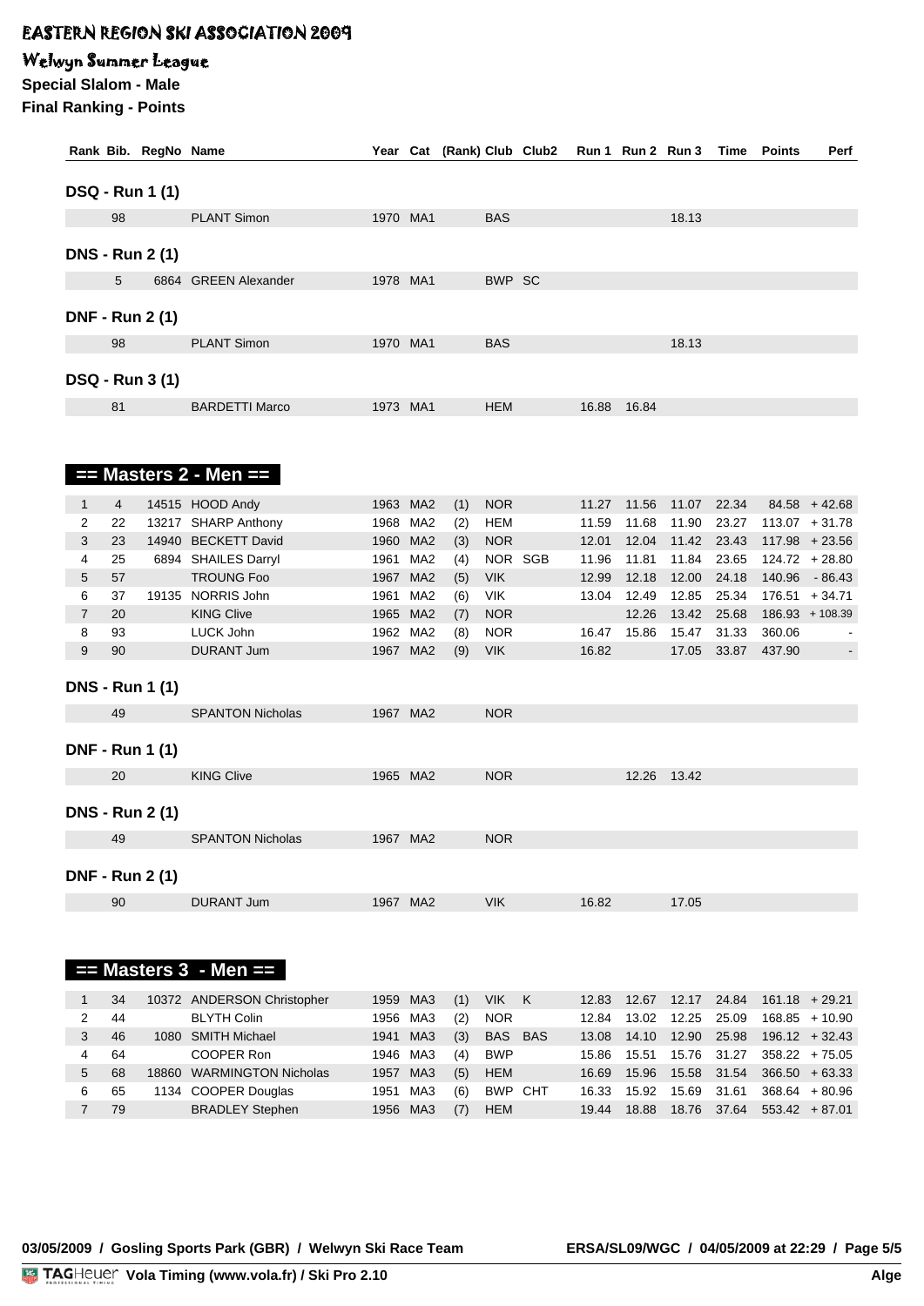# EASTERN REGION SKI ASSOCIATION 2009

## Welwyn Summer League

**Special Slalom - Male**

**Final Ranking - Points**

| Rank | Bib. | RegNo | Name | Year | Cat | (Rank) | Club | Club2 | Run 1 | Run 2 | Run 3 | Time | Points | Perf |
|---|---|---|---|---|---|---|---|---|---|---|---|---|---|---|
| **DSQ - Run 1 (1)** | | | | | | | | | | | | | | |
| | 98 | | PLANT Simon | 1970 | MA1 | | BAS | | | | 18.13 | | | |
| **DNS - Run 2 (1)** | | | | | | | | | | | | | | |
| | 5 | 6864 | GREEN Alexander | 1978 | MA1 | | BWP | SC | | | | | | |
| **DNF - Run 2 (1)** | | | | | | | | | | | | | | |
| | 98 | | PLANT Simon | 1970 | MA1 | | BAS | | | | 18.13 | | | |
| **DSQ - Run 3 (1)** | | | | | | | | | | | | | | |
| | 81 | | BARDETTI Marco | 1973 | MA1 | | HEM | | 16.88 | 16.84 | | | | |

## == Masters 2 - Men ==

| Rank | Bib. | RegNo | Name | Year | Cat | (Rank) | Club | Club2 | Run 1 | Run 2 | Run 3 | Time | Points | Perf |
|---|---|---|---|---|---|---|---|---|---|---|---|---|---|---|
| 1 | 4 | 14515 | HOOD Andy | 1963 | MA2 | (1) | NOR | | 11.27 | 11.56 | 11.07 | 22.34 | 84.58 | + 42.68 |
| 2 | 22 | 13217 | SHARP Anthony | 1968 | MA2 | (2) | HEM | | 11.59 | 11.68 | 11.90 | 23.27 | 113.07 | + 31.78 |
| 3 | 23 | 14940 | BECKETT David | 1960 | MA2 | (3) | NOR | | 12.01 | 12.04 | 11.42 | 23.43 | 117.98 | + 23.56 |
| 4 | 25 | 6894 | SHAILES Darryl | 1961 | MA2 | (4) | NOR | SGB | 11.96 | 11.81 | 11.84 | 23.65 | 124.72 | + 28.80 |
| 5 | 57 | | TROUNG Foo | 1967 | MA2 | (5) | VIK | | 12.99 | 12.18 | 12.00 | 24.18 | 140.96 | - 86.43 |
| 6 | 37 | 19135 | NORRIS John | 1961 | MA2 | (6) | VIK | | 13.04 | 12.49 | 12.85 | 25.34 | 176.51 | + 34.71 |
| 7 | 20 | | KING Clive | 1965 | MA2 | (7) | NOR | | | 12.26 | 13.42 | 25.68 | 186.93 | + 108.39 |
| 8 | 93 | | LUCK John | 1962 | MA2 | (8) | NOR | | 16.47 | 15.86 | 15.47 | 31.33 | 360.06 | - |
| 9 | 90 | | DURANT Jum | 1967 | MA2 | (9) | VIK | | 16.82 | | 17.05 | 33.87 | 437.90 | - |
| **DNS - Run 1 (1)** | | | | | | | | | | | | | | |
| | 49 | | SPANTON Nicholas | 1967 | MA2 | | NOR | | | | | | | |
| **DNF - Run 1 (1)** | | | | | | | | | | | | | | |
| | 20 | | KING Clive | 1965 | MA2 | | NOR | | | 12.26 | 13.42 | | | |
| **DNS - Run 2 (1)** | | | | | | | | | | | | | | |
| | 49 | | SPANTON Nicholas | 1967 | MA2 | | NOR | | | | | | | |
| **DNF - Run 2 (1)** | | | | | | | | | | | | | | |
| | 90 | | DURANT Jum | 1967 | MA2 | | VIK | | 16.82 | | 17.05 | | | |

## == Masters 3 - Men ==

| Rank | Bib. | RegNo | Name | Year | Cat | (Rank) | Club | Club2 | Run 1 | Run 2 | Run 3 | Time | Points | Perf |
|---|---|---|---|---|---|---|---|---|---|---|---|---|---|---|
| 1 | 34 | 10372 | ANDERSON Christopher | 1959 | MA3 | (1) | VIK | K | 12.83 | 12.67 | 12.17 | 24.84 | 161.18 | + 29.21 |
| 2 | 44 | | BLYTH Colin | 1956 | MA3 | (2) | NOR | | 12.84 | 13.02 | 12.25 | 25.09 | 168.85 | + 10.90 |
| 3 | 46 | 1080 | SMITH Michael | 1941 | MA3 | (3) | BAS | BAS | 13.08 | 14.10 | 12.90 | 25.98 | 196.12 | + 32.43 |
| 4 | 64 | | COOPER Ron | 1946 | MA3 | (4) | BWP | | 15.86 | 15.51 | 15.76 | 31.27 | 358.22 | + 75.05 |
| 5 | 68 | 18860 | WARMINGTON Nicholas | 1957 | MA3 | (5) | HEM | | 16.69 | 15.96 | 15.58 | 31.54 | 366.50 | + 63.33 |
| 6 | 65 | 1134 | COOPER Douglas | 1951 | MA3 | (6) | BWP | CHT | 16.33 | 15.92 | 15.69 | 31.61 | 368.64 | + 80.96 |
| 7 | 79 | | BRADLEY Stephen | 1956 | MA3 | (7) | HEM | | 19.44 | 18.88 | 18.76 | 37.64 | 553.42 | + 87.01 |

03/05/2009 / Gosling Sports Park (GBR) / Welwyn Ski Race Team — ERSA/SL09/WGC / 04/05/2009 at 22:29

TAGHeuer Vola Timing (www.vola.fr) / Ski Pro 2.10 — Alge